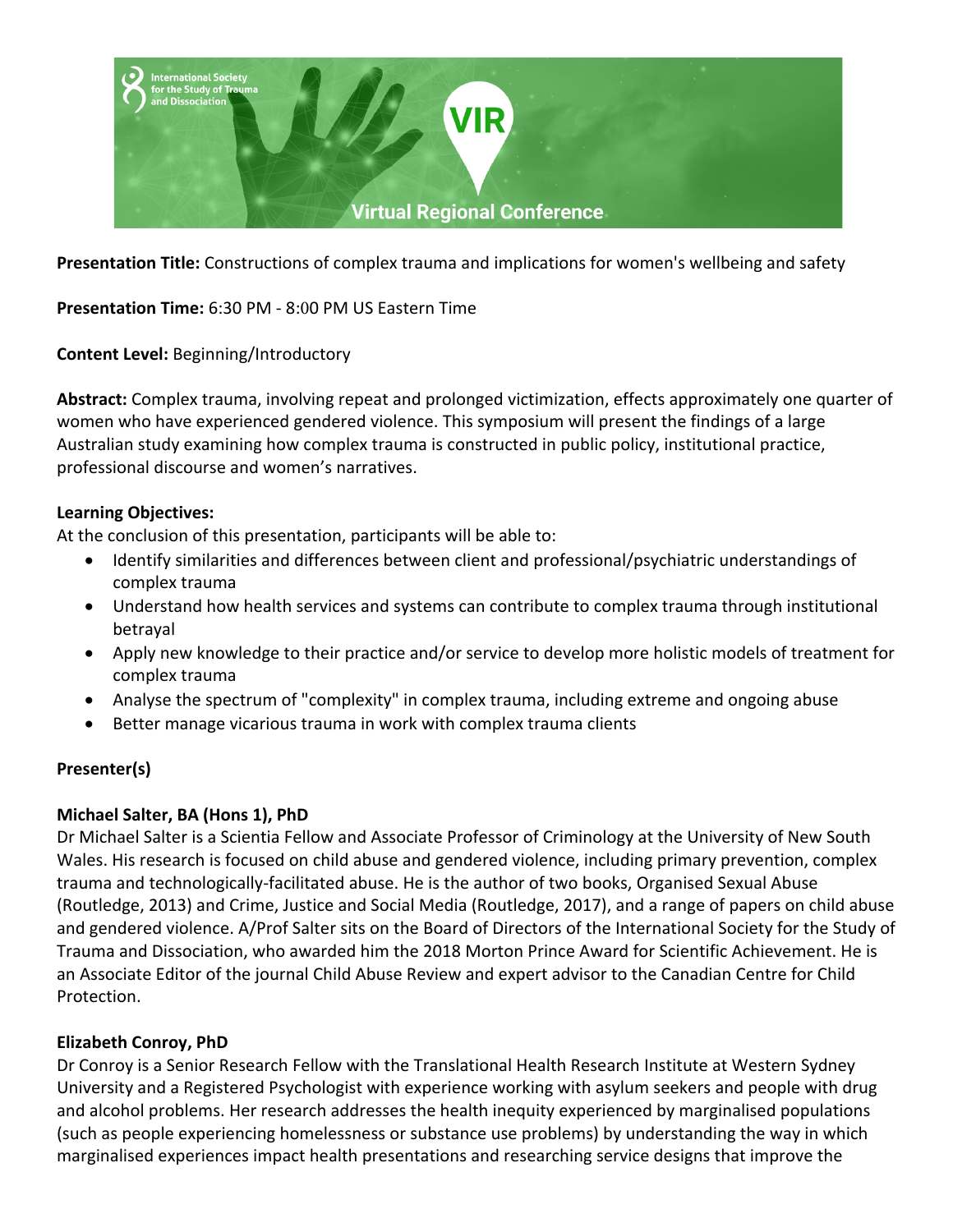**Presentation Title:** Constructions of complex trauma and implications for women's wellbeing and safety

**Presentation Time:** 6:30 PM - 8:00 PM US Eastern Time

**Content Level:** Beginning/Introductory

**Abstract:** Complex trauma, involving repeat and prolonged victimization, effects approximately one quarter of women who have experienced gendered violence. This symposium will present the findings of a large Australian study examining how complex trauma is constructed in public policy, institutional practice, professional discourse and women's narratives.

**Learning Objectives:**

At the conclusion of this presentation, participants will be able to:

- Identify similarities and differences between client and professional/psychiatric understandings of complex trauma
- Understand how health services and systems can contribute to complex trauma through institutional betrayal
- Apply new knowledge to their practice and/or service to develop more holistic models of treatment for complex trauma
- Analyse the spectrum of "complexity" in complex trauma, including extreme and ongoing abuse
- Better manage vicarious trauma in work with complex trauma clients

**Presenter(s)**

**Michael Salter, BA (Hons 1), PhD**

Dr Michael Salter is a Scientia Fellow and Associate Professor of Criminology at the University of New South Wales. His research is focused on child abuse and gendered violence, including primary prevention, complex trauma and technologically-facilitated abuse. He is the author of two books, Organised Sexual Abuse (Routledge, 2013) and Crime, Justice and Social Media (Routledge, 2017), and a range of papers on child abuse and gendered violence. A/Prof Salter sits on the Board of Directors of the International Society for the Study of Trauma and Dissociation, who awarded him the 2018 Morton Prince Award for Scientific Achievement. He is an Associate Editor of the journal Child Abuse Review and expert advisor to the Canadian Centre for Child Protection.

**Elizabeth Conroy, PhD**

Dr Conroy is a Senior Research Fellow with the Translational Health Research Institute at Western Sydney University and a Registered Psychologist with experience working with asylum seekers and people with drug and alcohol problems. Her research addresses the health inequity experienced by marginalised populations (such as people experiencing homelessness or substance use problems) by understanding the way in which marginalised experiences impact health presentations and researching service designs that improve the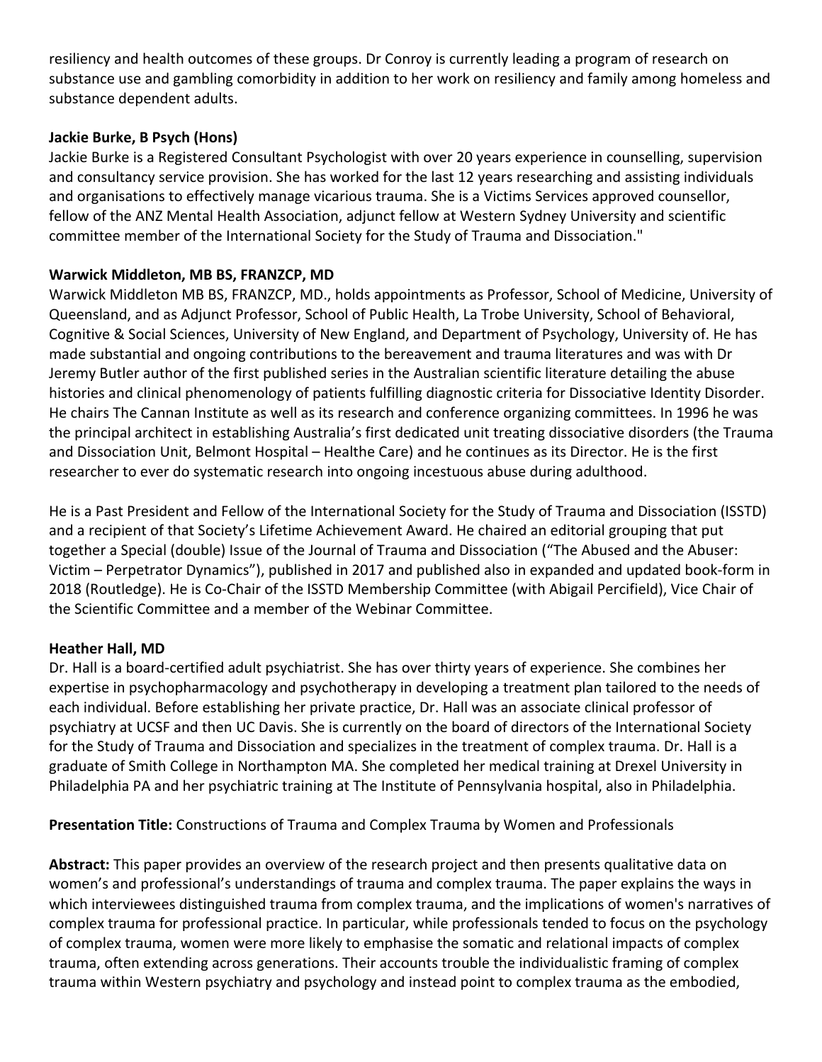resiliency and health outcomes of these groups. Dr Conroy is currently leading a program of research on substance use and gambling comorbidity in addition to her work on resiliency and family among homeless and substance dependent adults.

**Jackie Burke, B Psych (Hons)**

Jackie Burke is a Registered Consultant Psychologist with over 20 years experience in counselling, supervision and consultancy service provision. She has worked for the last 12 years researching and assisting individuals and organisations to effectively manage vicarious trauma. She is a Victims Services approved counsellor, fellow of the ANZ Mental Health Association, adjunct fellow at Western Sydney University and scientific committee member of the International Society for the Study of Trauma and Dissociation."

**Warwick Middleton, MB BS, FRANZCP, MD**

Warwick Middleton MB BS, FRANZCP, MD., holds appointments as Professor, School of Medicine, University of Queensland, and as Adjunct Professor, School of Public Health, La Trobe University, School of Behavioral, Cognitive & Social Sciences, University of New England, and Department of Psychology, University of. He has made substantial and ongoing contributions to the bereavement and trauma literatures and was with Dr Jeremy Butler author of the first published series in the Australian scientific literature detailing the abuse histories and clinical phenomenology of patients fulfilling diagnostic criteria for Dissociative Identity Disorder. He chairs The Cannan Institute as well as its research and conference organizing committees. In 1996 he was the principal architect in establishing Australia's first dedicated unit treating dissociative disorders (the Trauma and Dissociation Unit, Belmont Hospital – Healthe Care) and he continues as its Director. He is the first researcher to ever do systematic research into ongoing incestuous abuse during adulthood.

He is a Past President and Fellow of the International Society for the Study of Trauma and Dissociation (ISSTD) and a recipient of that Society's Lifetime Achievement Award. He chaired an editorial grouping that put together a Special (double) Issue of the Journal of Trauma and Dissociation ("The Abused and the Abuser: Victim – Perpetrator Dynamics"), published in 2017 and published also in expanded and updated book-form in 2018 (Routledge). He is Co-Chair of the ISSTD Membership Committee (with Abigail Percifield), Vice Chair of the Scientific Committee and a member of the Webinar Committee.

**Heather Hall, MD**

Dr. Hall is a board-certified adult psychiatrist. She has over thirty years of experience. She combines her expertise in psychopharmacology and psychotherapy in developing a treatment plan tailored to the needs of each individual. Before establishing her private practice, Dr. Hall was an associate clinical professor of psychiatry at UCSF and then UC Davis. She is currently on the board of directors of the International Society for the Study of Trauma and Dissociation and specializes in the treatment of complex trauma. Dr. Hall is a graduate of Smith College in Northampton MA. She completed her medical training at Drexel University in Philadelphia PA and her psychiatric training at The Institute of Pennsylvania hospital, also in Philadelphia.

**Presentation Title:** Constructions of Trauma and Complex Trauma by Women and Professionals

**Abstract:** This paper provides an overview of the research project and then presents qualitative data on women's and professional's understandings of trauma and complex trauma. The paper explains the ways in which interviewees distinguished trauma from complex trauma, and the implications of women's narratives of complex trauma for professional practice. In particular, while professionals tended to focus on the psychology of complex trauma, women were more likely to emphasise the somatic and relational impacts of complex trauma, often extending across generations. Their accounts trouble the individualistic framing of complex trauma within Western psychiatry and psychology and instead point to complex trauma as the embodied,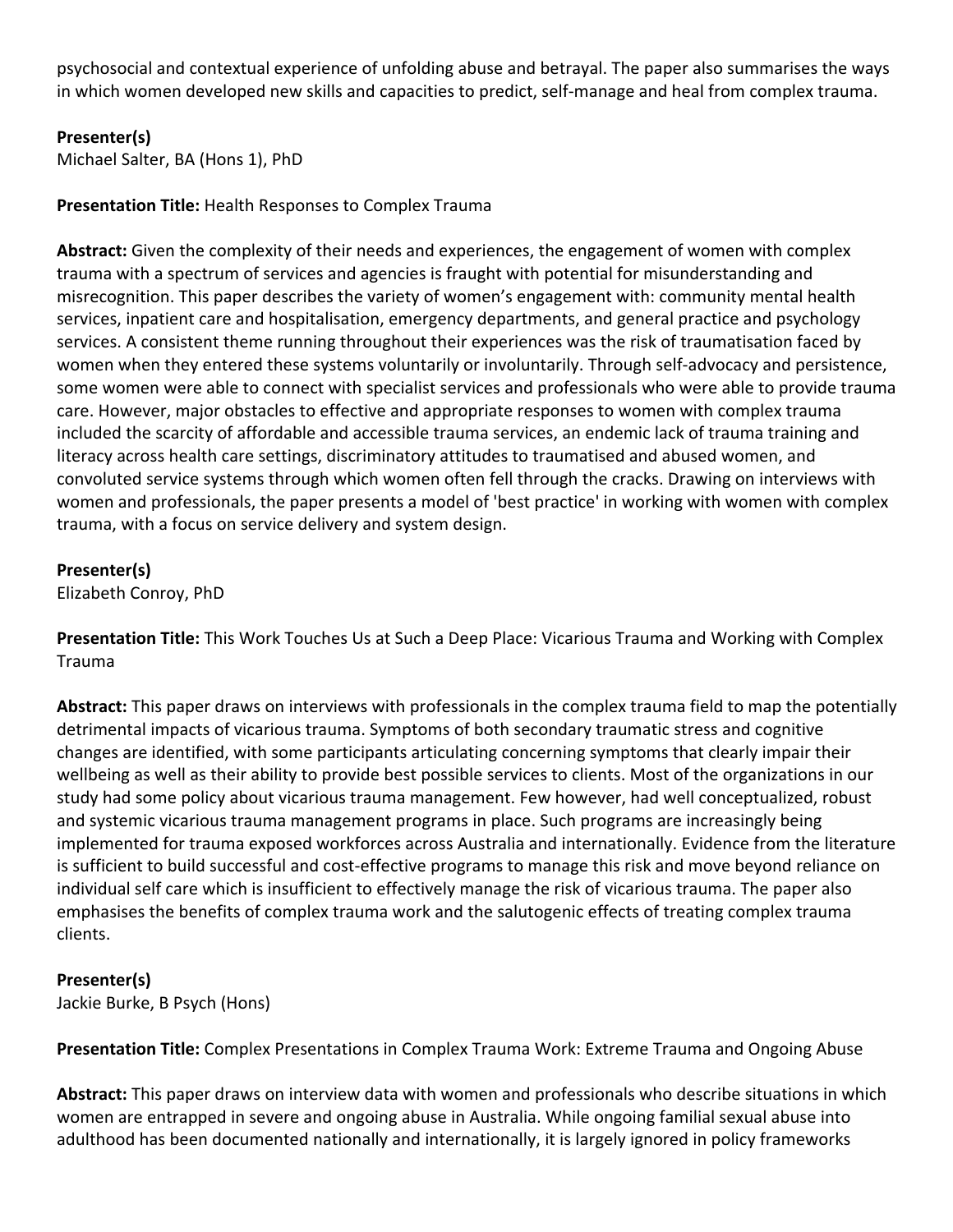psychosocial and contextual experience of unfolding abuse and betrayal. The paper also summarises the ways in which women developed new skills and capacities to predict, self-manage and heal from complex trauma.

**Presenter(s)**
Michael Salter, BA (Hons 1), PhD

**Presentation Title:** Health Responses to Complex Trauma

**Abstract:** Given the complexity of their needs and experiences, the engagement of women with complex trauma with a spectrum of services and agencies is fraught with potential for misunderstanding and misrecognition. This paper describes the variety of women's engagement with: community mental health services, inpatient care and hospitalisation, emergency departments, and general practice and psychology services. A consistent theme running throughout their experiences was the risk of traumatisation faced by women when they entered these systems voluntarily or involuntarily. Through self-advocacy and persistence, some women were able to connect with specialist services and professionals who were able to provide trauma care. However, major obstacles to effective and appropriate responses to women with complex trauma included the scarcity of affordable and accessible trauma services, an endemic lack of trauma training and literacy across health care settings, discriminatory attitudes to traumatised and abused women, and convoluted service systems through which women often fell through the cracks. Drawing on interviews with women and professionals, the paper presents a model of 'best practice' in working with women with complex trauma, with a focus on service delivery and system design.

**Presenter(s)**
Elizabeth Conroy, PhD

**Presentation Title:** This Work Touches Us at Such a Deep Place: Vicarious Trauma and Working with Complex Trauma

**Abstract:** This paper draws on interviews with professionals in the complex trauma field to map the potentially detrimental impacts of vicarious trauma. Symptoms of both secondary traumatic stress and cognitive changes are identified, with some participants articulating concerning symptoms that clearly impair their wellbeing as well as their ability to provide best possible services to clients. Most of the organizations in our study had some policy about vicarious trauma management. Few however, had well conceptualized, robust and systemic vicarious trauma management programs in place. Such programs are increasingly being implemented for trauma exposed workforces across Australia and internationally. Evidence from the literature is sufficient to build successful and cost-effective programs to manage this risk and move beyond reliance on individual self care which is insufficient to effectively manage the risk of vicarious trauma. The paper also emphasises the benefits of complex trauma work and the salutogenic effects of treating complex trauma clients.

**Presenter(s)**
Jackie Burke, B Psych (Hons)

**Presentation Title:** Complex Presentations in Complex Trauma Work: Extreme Trauma and Ongoing Abuse

**Abstract:** This paper draws on interview data with women and professionals who describe situations in which women are entrapped in severe and ongoing abuse in Australia. While ongoing familial sexual abuse into adulthood has been documented nationally and internationally, it is largely ignored in policy frameworks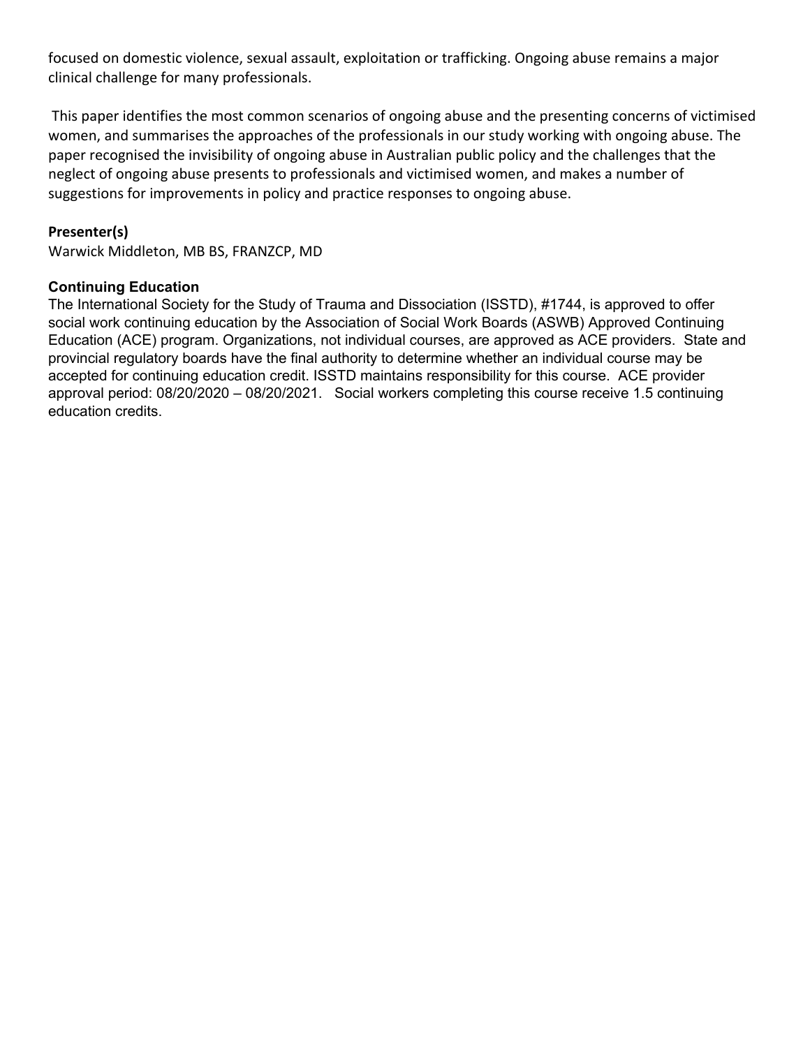focused on domestic violence, sexual assault, exploitation or trafficking. Ongoing abuse remains a major clinical challenge for many professionals.

This paper identifies the most common scenarios of ongoing abuse and the presenting concerns of victimised women, and summarises the approaches of the professionals in our study working with ongoing abuse. The paper recognised the invisibility of ongoing abuse in Australian public policy and the challenges that the neglect of ongoing abuse presents to professionals and victimised women, and makes a number of suggestions for improvements in policy and practice responses to ongoing abuse.

**Presenter(s)**

Warwick Middleton, MB BS, FRANZCP, MD

**Continuing Education**

The International Society for the Study of Trauma and Dissociation (ISSTD), #1744, is approved to offer social work continuing education by the Association of Social Work Boards (ASWB) Approved Continuing Education (ACE) program. Organizations, not individual courses, are approved as ACE providers. State and provincial regulatory boards have the final authority to determine whether an individual course may be accepted for continuing education credit. ISSTD maintains responsibility for this course. ACE provider approval period: 08/20/2020 – 08/20/2021. Social workers completing this course receive 1.5 continuing education credits.